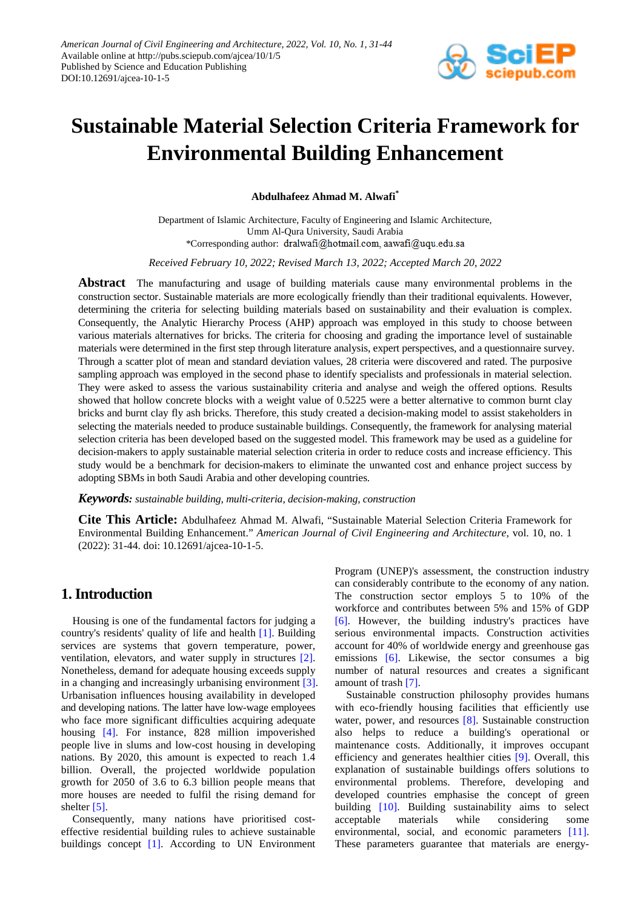American Journal of Civil Engineering and Architecture, 2022, Vol. 10, No. 1, 31-44
Available online at http://pubs.sciepub.com/ajcea/10/1/5
Published by Science and Education Publishing
DOI:10.12691/ajcea-10-1-5

# Sustainable Material Selection Criteria Framework for Environmental Building Enhancement

**Abdulhafeez Ahmad M. Alwafi***

Department of Islamic Architecture, Faculty of Engineering and Islamic Architecture,
Umm Al-Qura University, Saudi Arabia
*Corresponding author: dralwafi@hotmail.com, aawafi@uqu.edu.sa

*Received February 10, 2022; Revised March 13, 2022; Accepted March 20, 2022*

**Abstract** The manufacturing and usage of building materials cause many environmental problems in the construction sector. Sustainable materials are more ecologically friendly than their traditional equivalents. However, determining the criteria for selecting building materials based on sustainability and their evaluation is complex. Consequently, the Analytic Hierarchy Process (AHP) approach was employed in this study to choose between various materials alternatives for bricks. The criteria for choosing and grading the importance level of sustainable materials were determined in the first step through literature analysis, expert perspectives, and a questionnaire survey. Through a scatter plot of mean and standard deviation values, 28 criteria were discovered and rated. The purposive sampling approach was employed in the second phase to identify specialists and professionals in material selection. They were asked to assess the various sustainability criteria and analyse and weigh the offered options. Results showed that hollow concrete blocks with a weight value of 0.5225 were a better alternative to common burnt clay bricks and burnt clay fly ash bricks. Therefore, this study created a decision-making model to assist stakeholders in selecting the materials needed to produce sustainable buildings. Consequently, the framework for analysing material selection criteria has been developed based on the suggested model. This framework may be used as a guideline for decision-makers to apply sustainable material selection criteria in order to reduce costs and increase efficiency. This study would be a benchmark for decision-makers to eliminate the unwanted cost and enhance project success by adopting SBMs in both Saudi Arabia and other developing countries.

***Keywords:*** *sustainable building, multi-criteria, decision-making, construction*

**Cite This Article:** Abdulhafeez Ahmad M. Alwafi, "Sustainable Material Selection Criteria Framework for Environmental Building Enhancement." *American Journal of Civil Engineering and Architecture*, vol. 10, no. 1 (2022): 31-44. doi: 10.12691/ajcea-10-1-5.

## 1. Introduction

Housing is one of the fundamental factors for judging a country's residents' quality of life and health [1]. Building services are systems that govern temperature, power, ventilation, elevators, and water supply in structures [2]. Nonetheless, demand for adequate housing exceeds supply in a changing and increasingly urbanising environment [3]. Urbanisation influences housing availability in developed and developing nations. The latter have low-wage employees who face more significant difficulties acquiring adequate housing [4]. For instance, 828 million impoverished people live in slums and low-cost housing in developing nations. By 2020, this amount is expected to reach 1.4 billion. Overall, the projected worldwide population growth for 2050 of 3.6 to 6.3 billion people means that more houses are needed to fulfil the rising demand for shelter [5].

Consequently, many nations have prioritised cost-effective residential building rules to achieve sustainable buildings concept [1]. According to UN Environment Program (UNEP)'s assessment, the construction industry can considerably contribute to the economy of any nation. The construction sector employs 5 to 10% of the workforce and contributes between 5% and 15% of GDP [6]. However, the building industry's practices have serious environmental impacts. Construction activities account for 40% of worldwide energy and greenhouse gas emissions [6]. Likewise, the sector consumes a big number of natural resources and creates a significant amount of trash [7].

Sustainable construction philosophy provides humans with eco-friendly housing facilities that efficiently use water, power, and resources [8]. Sustainable construction also helps to reduce a building's operational or maintenance costs. Additionally, it improves occupant efficiency and generates healthier cities [9]. Overall, this explanation of sustainable buildings offers solutions to environmental problems. Therefore, developing and developed countries emphasise the concept of green building [10]. Building sustainability aims to select acceptable materials while considering some environmental, social, and economic parameters [11]. These parameters guarantee that materials are energy-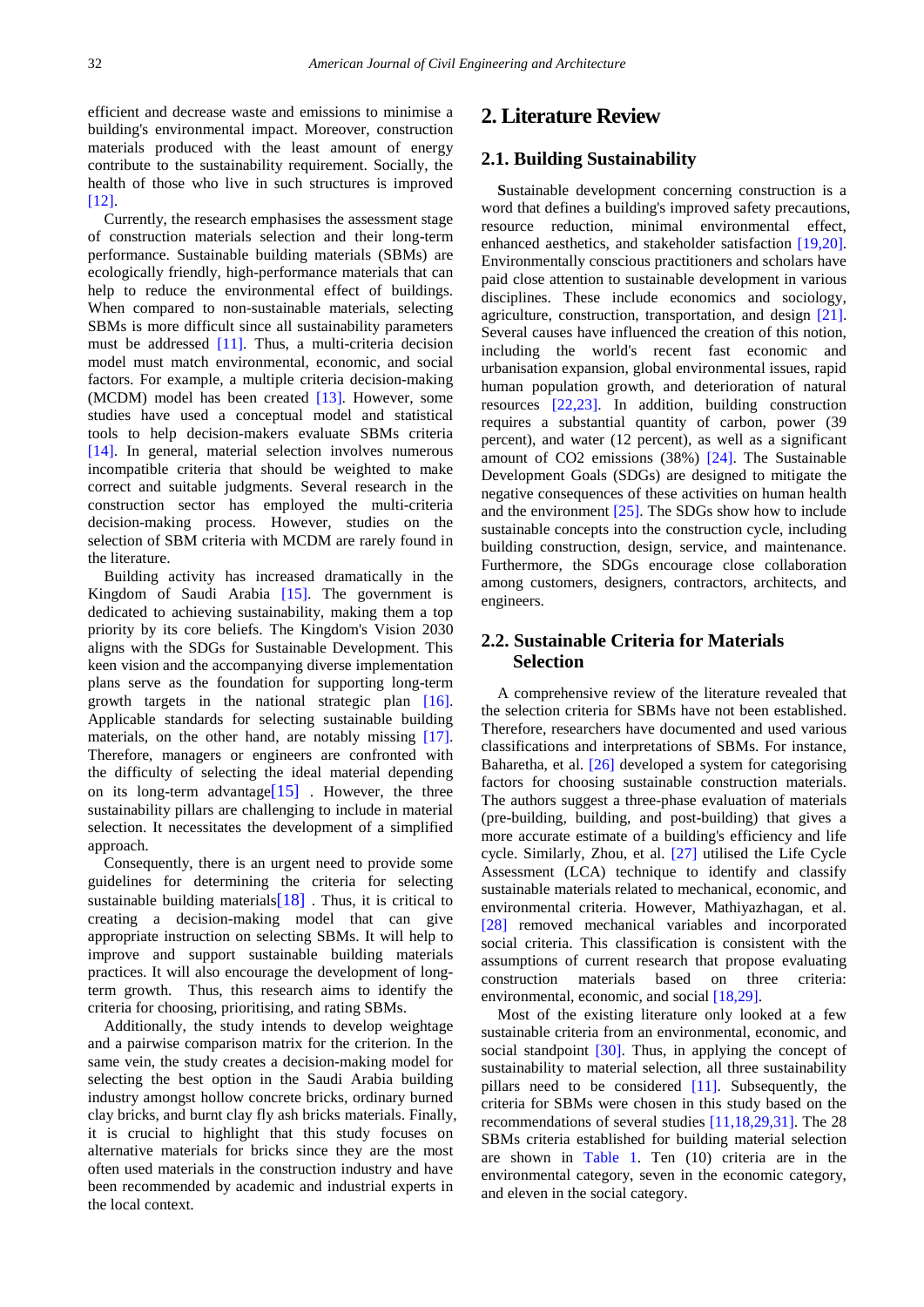efficient and decrease waste and emissions to minimise a building's environmental impact. Moreover, construction materials produced with the least amount of energy contribute to the sustainability requirement. Socially, the health of those who live in such structures is improved [12].

Currently, the research emphasises the assessment stage of construction materials selection and their long-term performance. Sustainable building materials (SBMs) are ecologically friendly, high-performance materials that can help to reduce the environmental effect of buildings. When compared to non-sustainable materials, selecting SBMs is more difficult since all sustainability parameters must be addressed [11]. Thus, a multi-criteria decision model must match environmental, economic, and social factors. For example, a multiple criteria decision-making (MCDM) model has been created [13]. However, some studies have used a conceptual model and statistical tools to help decision-makers evaluate SBMs criteria [14]. In general, material selection involves numerous incompatible criteria that should be weighted to make correct and suitable judgments. Several research in the construction sector has employed the multi-criteria decision-making process. However, studies on the selection of SBM criteria with MCDM are rarely found in the literature.

Building activity has increased dramatically in the Kingdom of Saudi Arabia [15]. The government is dedicated to achieving sustainability, making them a top priority by its core beliefs. The Kingdom's Vision 2030 aligns with the SDGs for Sustainable Development. This keen vision and the accompanying diverse implementation plans serve as the foundation for supporting long-term growth targets in the national strategic plan [16]. Applicable standards for selecting sustainable building materials, on the other hand, are notably missing [17]. Therefore, managers or engineers are confronted with the difficulty of selecting the ideal material depending on its long-term advantage[15] . However, the three sustainability pillars are challenging to include in material selection. It necessitates the development of a simplified approach.

Consequently, there is an urgent need to provide some guidelines for determining the criteria for selecting sustainable building materials[18] . Thus, it is critical to creating a decision-making model that can give appropriate instruction on selecting SBMs. It will help to improve and support sustainable building materials practices. It will also encourage the development of long-term growth. Thus, this research aims to identify the criteria for choosing, prioritising, and rating SBMs.

Additionally, the study intends to develop weightage and a pairwise comparison matrix for the criterion. In the same vein, the study creates a decision-making model for selecting the best option in the Saudi Arabia building industry amongst hollow concrete bricks, ordinary burned clay bricks, and burnt clay fly ash bricks materials. Finally, it is crucial to highlight that this study focuses on alternative materials for bricks since they are the most often used materials in the construction industry and have been recommended by academic and industrial experts in the local context.

## 2. Literature Review

### 2.1. Building Sustainability

Sustainable development concerning construction is a word that defines a building's improved safety precautions, resource reduction, minimal environmental effect, enhanced aesthetics, and stakeholder satisfaction [19,20]. Environmentally conscious practitioners and scholars have paid close attention to sustainable development in various disciplines. These include economics and sociology, agriculture, construction, transportation, and design [21]. Several causes have influenced the creation of this notion, including the world's recent fast economic and urbanisation expansion, global environmental issues, rapid human population growth, and deterioration of natural resources [22,23]. In addition, building construction requires a substantial quantity of carbon, power (39 percent), and water (12 percent), as well as a significant amount of $CO_2$ emissions (38%) [24]. The Sustainable Development Goals (SDGs) are designed to mitigate the negative consequences of these activities on human health and the environment [25]. The SDGs show how to include sustainable concepts into the construction cycle, including building construction, design, service, and maintenance. Furthermore, the SDGs encourage close collaboration among customers, designers, contractors, architects, and engineers.

### 2.2. Sustainable Criteria for Materials Selection

A comprehensive review of the literature revealed that the selection criteria for SBMs have not been established. Therefore, researchers have documented and used various classifications and interpretations of SBMs. For instance, Baharetha, et al. [26] developed a system for categorising factors for choosing sustainable construction materials. The authors suggest a three-phase evaluation of materials (pre-building, building, and post-building) that gives a more accurate estimate of a building's efficiency and life cycle. Similarly, Zhou, et al. [27] utilised the Life Cycle Assessment (LCA) technique to identify and classify sustainable materials related to mechanical, economic, and environmental criteria. However, Mathiyazhagan, et al. [28] removed mechanical variables and incorporated social criteria. This classification is consistent with the assumptions of current research that propose evaluating construction materials based on three criteria: environmental, economic, and social [18,29].

Most of the existing literature only looked at a few sustainable criteria from an environmental, economic, and social standpoint [30]. Thus, in applying the concept of sustainability to material selection, all three sustainability pillars need to be considered [11]. Subsequently, the criteria for SBMs were chosen in this study based on the recommendations of several studies [11,18,29,31]. The 28 SBMs criteria established for building material selection are shown in Table 1. Ten (10) criteria are in the environmental category, seven in the economic category, and eleven in the social category.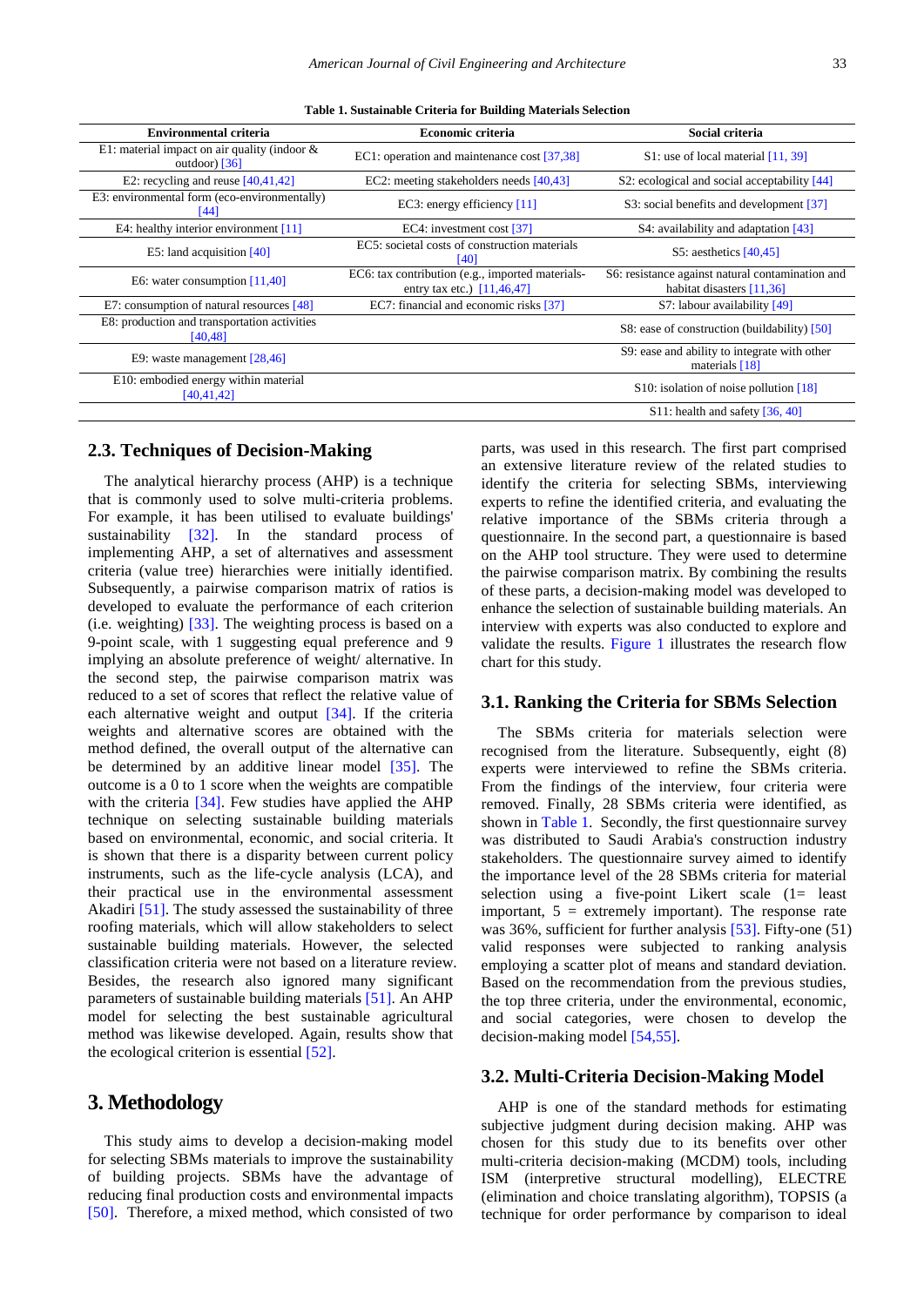**Table 1. Sustainable Criteria for Building Materials Selection**

| Environmental criteria | Economic criteria | Social criteria |
|---|---|---|
| E1: material impact on air quality (indoor & outdoor) [36] | EC1: operation and maintenance cost [37,38] | S1: use of local material [11, 39] |
| E2: recycling and reuse [40,41,42] | EC2: meeting stakeholders needs [40,43] | S2: ecological and social acceptability [44] |
| E3: environmental form (eco-environmentally) [44] | EC3: energy efficiency [11] | S3: social benefits and development [37] |
| E4: healthy interior environment [11] | EC4: investment cost [37] | S4: availability and adaptation [43] |
| E5: land acquisition [40] | EC5: societal costs of construction materials [40] | S5: aesthetics [40,45] |
| E6: water consumption [11,40] | EC6: tax contribution (e.g., imported materials-entry tax etc.) [11,46,47] | S6: resistance against natural contamination and habitat disasters [11,36] |
| E7: consumption of natural resources [48] | EC7: financial and economic risks [37] | S7: labour availability [49] |
| E8: production and transportation activities [40,48] | | S8: ease of construction (buildability) [50] |
| E9: waste management [28,46] | | S9: ease and ability to integrate with other materials [18] |
| E10: embodied energy within material [40,41,42] | | S10: isolation of noise pollution [18] |
| | | S11: health and safety [36, 40] |

## 2.3. Techniques of Decision-Making

The analytical hierarchy process (AHP) is a technique that is commonly used to solve multi-criteria problems. For example, it has been utilised to evaluate buildings' sustainability [32]. In the standard process of implementing AHP, a set of alternatives and assessment criteria (value tree) hierarchies were initially identified. Subsequently, a pairwise comparison matrix of ratios is developed to evaluate the performance of each criterion (i.e. weighting) [33]. The weighting process is based on a 9-point scale, with 1 suggesting equal preference and 9 implying an absolute preference of weight/ alternative. In the second step, the pairwise comparison matrix was reduced to a set of scores that reflect the relative value of each alternative weight and output [34]. If the criteria weights and alternative scores are obtained with the method defined, the overall output of the alternative can be determined by an additive linear model [35]. The outcome is a 0 to 1 score when the weights are compatible with the criteria [34]. Few studies have applied the AHP technique on selecting sustainable building materials based on environmental, economic, and social criteria. It is shown that there is a disparity between current policy instruments, such as the life-cycle analysis (LCA), and their practical use in the environmental assessment Akadiri [51]. The study assessed the sustainability of three roofing materials, which will allow stakeholders to select sustainable building materials. However, the selected classification criteria were not based on a literature review. Besides, the research also ignored many significant parameters of sustainable building materials [51]. An AHP model for selecting the best sustainable agricultural method was likewise developed. Again, results show that the ecological criterion is essential [52].

# 3. Methodology

This study aims to develop a decision-making model for selecting SBMs materials to improve the sustainability of building projects. SBMs have the advantage of reducing final production costs and environmental impacts [50]. Therefore, a mixed method, which consisted of two parts, was used in this research. The first part comprised an extensive literature review of the related studies to identify the criteria for selecting SBMs, interviewing experts to refine the identified criteria, and evaluating the relative importance of the SBMs criteria through a questionnaire. In the second part, a questionnaire is based on the AHP tool structure. They were used to determine the pairwise comparison matrix. By combining the results of these parts, a decision-making model was developed to enhance the selection of sustainable building materials. An interview with experts was also conducted to explore and validate the results. Figure 1 illustrates the research flow chart for this study.

## 3.1. Ranking the Criteria for SBMs Selection

The SBMs criteria for materials selection were recognised from the literature. Subsequently, eight (8) experts were interviewed to refine the SBMs criteria. From the findings of the interview, four criteria were removed. Finally, 28 SBMs criteria were identified, as shown in Table 1. Secondly, the first questionnaire survey was distributed to Saudi Arabia's construction industry stakeholders. The questionnaire survey aimed to identify the importance level of the 28 SBMs criteria for material selection using a five-point Likert scale (1= least important, 5 = extremely important). The response rate was 36%, sufficient for further analysis [53]. Fifty-one (51) valid responses were subjected to ranking analysis employing a scatter plot of means and standard deviation. Based on the recommendation from the previous studies, the top three criteria, under the environmental, economic, and social categories, were chosen to develop the decision-making model [54,55].

## 3.2. Multi-Criteria Decision-Making Model

AHP is one of the standard methods for estimating subjective judgment during decision making. AHP was chosen for this study due to its benefits over other multi-criteria decision-making (MCDM) tools, including ISM (interpretive structural modelling), ELECTRE (elimination and choice translating algorithm), TOPSIS (a technique for order performance by comparison to ideal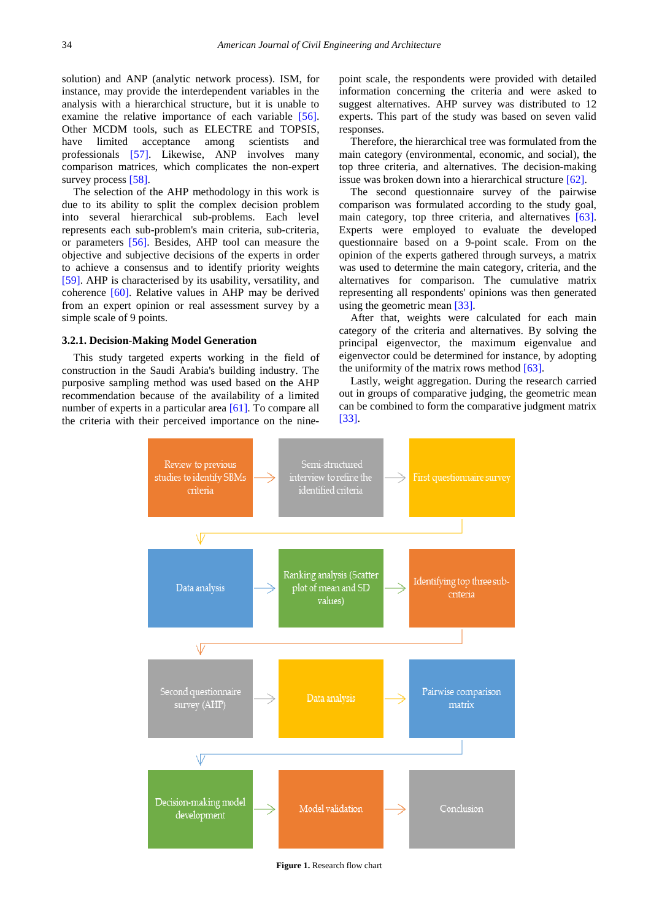solution) and ANP (analytic network process). ISM, for instance, may provide the interdependent variables in the analysis with a hierarchical structure, but it is unable to examine the relative importance of each variable [56]. Other MCDM tools, such as ELECTRE and TOPSIS, have limited acceptance among scientists and professionals [57]. Likewise, ANP involves many comparison matrices, which complicates the non-expert survey process [58].

The selection of the AHP methodology in this work is due to its ability to split the complex decision problem into several hierarchical sub-problems. Each level represents each sub-problem's main criteria, sub-criteria, or parameters [56]. Besides, AHP tool can measure the objective and subjective decisions of the experts in order to achieve a consensus and to identify priority weights [59]. AHP is characterised by its usability, versatility, and coherence [60]. Relative values in AHP may be derived from an expert opinion or real assessment survey by a simple scale of 9 points.

### 3.2.1. Decision-Making Model Generation

This study targeted experts working in the field of construction in the Saudi Arabia's building industry. The purposive sampling method was used based on the AHP recommendation because of the availability of a limited number of experts in a particular area [61]. To compare all the criteria with their perceived importance on the nine-point scale, the respondents were provided with detailed information concerning the criteria and were asked to suggest alternatives. AHP survey was distributed to 12 experts. This part of the study was based on seven valid responses.

Therefore, the hierarchical tree was formulated from the main category (environmental, economic, and social), the top three criteria, and alternatives. The decision-making issue was broken down into a hierarchical structure [62].

The second questionnaire survey of the pairwise comparison was formulated according to the study goal, main category, top three criteria, and alternatives [63]. Experts were employed to evaluate the developed questionnaire based on a 9-point scale. From on the opinion of the experts gathered through surveys, a matrix was used to determine the main category, criteria, and the alternatives for comparison. The cumulative matrix representing all respondents' opinions was then generated using the geometric mean [33].

After that, weights were calculated for each main category of the criteria and alternatives. By solving the principal eigenvector, the maximum eigenvalue and eigenvector could be determined for instance, by adopting the uniformity of the matrix rows method [63].

Lastly, weight aggregation. During the research carried out in groups of comparative judging, the geometric mean can be combined to form the comparative judgment matrix [33].

Review to previous studies to identify SBMs criteria → Semi-structured interview to refine the identified criteria → First questionnaire survey → Data analysis → Ranking analysis (Scatter plot of mean and SD values) → Identifying top three sub-criteria → Second questionnaire survey (AHP) → Data analysis → Pairwise comparison matrix → Decision-making model development → Model validation → Conclusion

**Figure 1.** Research flow chart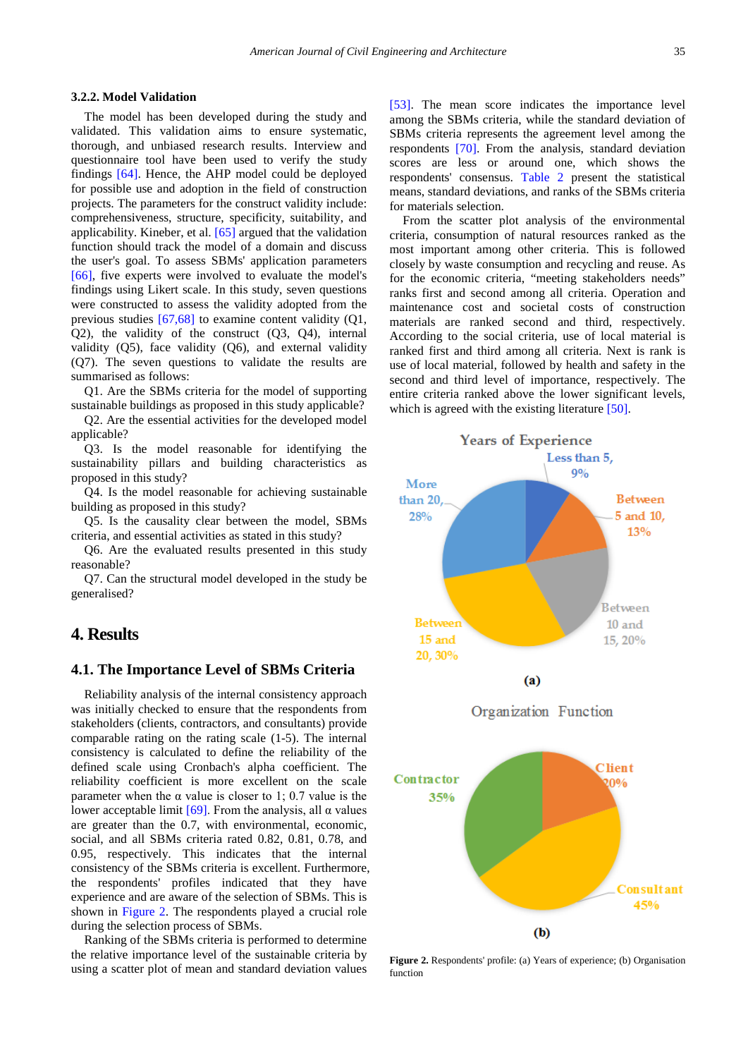### 3.2.2. Model Validation

The model has been developed during the study and validated. This validation aims to ensure systematic, thorough, and unbiased research results. Interview and questionnaire tool have been used to verify the study findings [64]. Hence, the AHP model could be deployed for possible use and adoption in the field of construction projects. The parameters for the construct validity include: comprehensiveness, structure, specificity, suitability, and applicability. Kineber, et al. [65] argued that the validation function should track the model of a domain and discuss the user's goal. To assess SBMs' application parameters [66], five experts were involved to evaluate the model's findings using Likert scale. In this study, seven questions were constructed to assess the validity adopted from the previous studies [67,68] to examine content validity (Q1, Q2), the validity of the construct (Q3, Q4), internal validity (Q5), face validity (Q6), and external validity (Q7). The seven questions to validate the results are summarised as follows:

Q1. Are the SBMs criteria for the model of supporting sustainable buildings as proposed in this study applicable?

Q2. Are the essential activities for the developed model applicable?

Q3. Is the model reasonable for identifying the sustainability pillars and building characteristics as proposed in this study?

Q4. Is the model reasonable for achieving sustainable building as proposed in this study?

Q5. Is the causality clear between the model, SBMs criteria, and essential activities as stated in this study?

Q6. Are the evaluated results presented in this study reasonable?

Q7. Can the structural model developed in the study be generalised?

## 4. Results

### 4.1. The Importance Level of SBMs Criteria

Reliability analysis of the internal consistency approach was initially checked to ensure that the respondents from stakeholders (clients, contractors, and consultants) provide comparable rating on the rating scale (1-5). The internal consistency is calculated to define the reliability of the defined scale using Cronbach's alpha coefficient. The reliability coefficient is more excellent on the scale parameter when the $\alpha$ value is closer to 1; 0.7 value is the lower acceptable limit [69]. From the analysis, all $\alpha$ values are greater than the 0.7, with environmental, economic, social, and all SBMs criteria rated 0.82, 0.81, 0.78, and 0.95, respectively. This indicates that the internal consistency of the SBMs criteria is excellent. Furthermore, the respondents' profiles indicated that they have experience and are aware of the selection of SBMs. This is shown in Figure 2. The respondents played a crucial role during the selection process of SBMs.

Ranking of the SBMs criteria is performed to determine the relative importance level of the sustainable criteria by using a scatter plot of mean and standard deviation values [53]. The mean score indicates the importance level among the SBMs criteria, while the standard deviation of SBMs criteria represents the agreement level among the respondents [70]. From the analysis, standard deviation scores are less or around one, which shows the respondents' consensus. Table 2 present the statistical means, standard deviations, and ranks of the SBMs criteria for materials selection.

From the scatter plot analysis of the environmental criteria, consumption of natural resources ranked as the most important among other criteria. This is followed closely by waste consumption and recycling and reuse. As for the economic criteria, "meeting stakeholders needs" ranks first and second among all criteria. Operation and maintenance cost and societal costs of construction materials are ranked second and third, respectively. According to the social criteria, use of local material is ranked first and third among all criteria. Next is rank is use of local material, followed by health and safety in the second and third level of importance, respectively. The entire criteria ranked above the lower significant levels, which is agreed with the existing literature [50].

**Figure 2.** Respondents' profile: (a) Years of experience; (b) Organisation function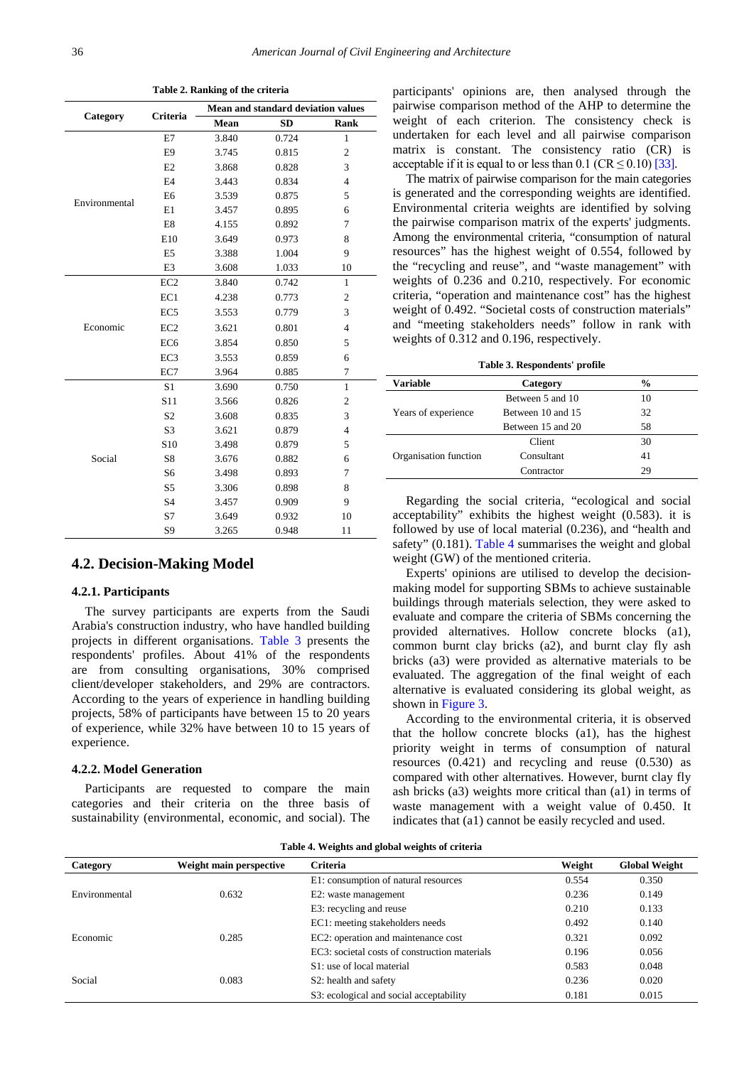**Table 2. Ranking of the criteria**

| Category | Criteria | Mean and standard deviation values | | |
|---|---|---|---|---|
| | | Mean | SD | Rank |
| Environmental | E7 | 3.840 | 0.724 | 1 |
| | E9 | 3.745 | 0.815 | 2 |
| | E2 | 3.868 | 0.828 | 3 |
| | E4 | 3.443 | 0.834 | 4 |
| | E6 | 3.539 | 0.875 | 5 |
| | E1 | 3.457 | 0.895 | 6 |
| | E8 | 4.155 | 0.892 | 7 |
| | E10 | 3.649 | 0.973 | 8 |
| | E5 | 3.388 | 1.004 | 9 |
| | E3 | 3.608 | 1.033 | 10 |
| Economic | EC2 | 3.840 | 0.742 | 1 |
| | EC1 | 4.238 | 0.773 | 2 |
| | EC5 | 3.553 | 0.779 | 3 |
| | EC2 | 3.621 | 0.801 | 4 |
| | EC6 | 3.854 | 0.850 | 5 |
| | EC3 | 3.553 | 0.859 | 6 |
| | EC7 | 3.964 | 0.885 | 7 |
| Social | S1 | 3.690 | 0.750 | 1 |
| | S11 | 3.566 | 0.826 | 2 |
| | S2 | 3.608 | 0.835 | 3 |
| | S3 | 3.621 | 0.879 | 4 |
| | S10 | 3.498 | 0.879 | 5 |
| | S8 | 3.676 | 0.882 | 6 |
| | S6 | 3.498 | 0.893 | 7 |
| | S5 | 3.306 | 0.898 | 8 |
| | S4 | 3.457 | 0.909 | 9 |
| | S7 | 3.649 | 0.932 | 10 |
| | S9 | 3.265 | 0.948 | 11 |

## 4.2. Decision-Making Model

### 4.2.1. Participants

The survey participants are experts from the Saudi Arabia's construction industry, who have handled building projects in different organisations. Table 3 presents the respondents' profiles. About 41% of the respondents are from consulting organisations, 30% comprised client/developer stakeholders, and 29% are contractors. According to the years of experience in handling building projects, 58% of participants have between 15 to 20 years of experience, while 32% have between 10 to 15 years of experience.

### 4.2.2. Model Generation

Participants are requested to compare the main categories and their criteria on the three basis of sustainability (environmental, economic, and social). The participants' opinions are, then analysed through the pairwise comparison method of the AHP to determine the weight of each criterion. The consistency check is undertaken for each level and all pairwise comparison matrix is constant. The consistency ratio (CR) is acceptable if it is equal to or less than 0.1 ($CR \leq 0.10$) [33].

The matrix of pairwise comparison for the main categories is generated and the corresponding weights are identified. Environmental criteria weights are identified by solving the pairwise comparison matrix of the experts' judgments. Among the environmental criteria, "consumption of natural resources" has the highest weight of 0.554, followed by the "recycling and reuse", and "waste management" with weights of 0.236 and 0.210, respectively. For economic criteria, "operation and maintenance cost" has the highest weight of 0.492. "Societal costs of construction materials" and "meeting stakeholders needs" follow in rank with weights of 0.312 and 0.196, respectively.

**Table 3. Respondents' profile**

| Variable | Category | % |
|---|---|---|
| Years of experience | Between 5 and 10 | 10 |
| | Between 10 and 15 | 32 |
| | Between 15 and 20 | 58 |
| Organisation function | Client | 30 |
| | Consultant | 41 |
| | Contractor | 29 |

Regarding the social criteria, "ecological and social acceptability" exhibits the highest weight (0.583). it is followed by use of local material (0.236), and "health and safety" (0.181). Table 4 summarises the weight and global weight (GW) of the mentioned criteria.

Experts' opinions are utilised to develop the decision-making model for supporting SBMs to achieve sustainable buildings through materials selection, they were asked to evaluate and compare the criteria of SBMs concerning the provided alternatives. Hollow concrete blocks (a1), common burnt clay bricks (a2), and burnt clay fly ash bricks (a3) were provided as alternative materials to be evaluated. The aggregation of the final weight of each alternative is evaluated considering its global weight, as shown in Figure 3.

According to the environmental criteria, it is observed that the hollow concrete blocks (a1), has the highest priority weight in terms of consumption of natural resources (0.421) and recycling and reuse (0.530) as compared with other alternatives. However, burnt clay fly ash bricks (a3) weights more critical than (a1) in terms of waste management with a weight value of 0.450. It indicates that (a1) cannot be easily recycled and used.

**Table 4. Weights and global weights of criteria**

| Category | Weight main perspective | Criteria | Weight | Global Weight |
|---|---|---|---|---|
| Environmental | 0.632 | E1: consumption of natural resources | 0.554 | 0.350 |
| | | E2: waste management | 0.236 | 0.149 |
| | | E3: recycling and reuse | 0.210 | 0.133 |
| Economic | 0.285 | EC1: meeting stakeholders needs | 0.492 | 0.140 |
| | | EC2: operation and maintenance cost | 0.321 | 0.092 |
| | | EC3: societal costs of construction materials | 0.196 | 0.056 |
| Social | 0.083 | S1: use of local material | 0.583 | 0.048 |
| | | S2: health and safety | 0.236 | 0.020 |
| | | S3: ecological and social acceptability | 0.181 | 0.015 |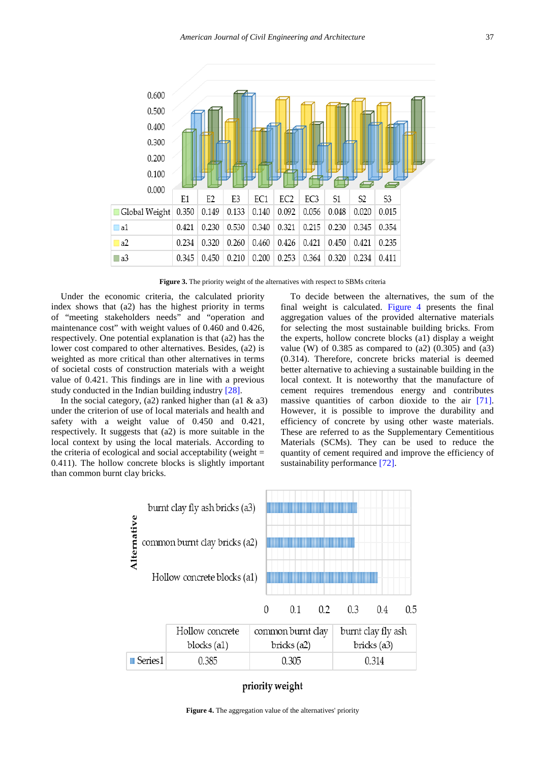| | E1 | E2 | E3 | EC1 | EC2 | EC3 | S1 | S2 | S3 |
|---|---|---|---|---|---|---|---|---|---|
| Global Weight | 0.350 | 0.149 | 0.133 | 0.140 | 0.092 | 0.056 | 0.048 | 0.020 | 0.015 |
| a1 | 0.421 | 0.230 | 0.530 | 0.340 | 0.321 | 0.215 | 0.230 | 0.345 | 0.354 |
| a2 | 0.234 | 0.320 | 0.260 | 0.460 | 0.426 | 0.421 | 0.450 | 0.421 | 0.235 |
| a3 | 0.345 | 0.450 | 0.210 | 0.200 | 0.253 | 0.364 | 0.320 | 0.234 | 0.411 |

**Figure 3.** The priority weight of the alternatives with respect to SBMs criteria

Under the economic criteria, the calculated priority index shows that (a2) has the highest priority in terms of "meeting stakeholders needs" and "operation and maintenance cost" with weight values of 0.460 and 0.426, respectively. One potential explanation is that (a2) has the lower cost compared to other alternatives. Besides, (a2) is weighted as more critical than other alternatives in terms of societal costs of construction materials with a weight value of 0.421. This findings are in line with a previous study conducted in the Indian building industry [28].

In the social category, (a2) ranked higher than (a1 & a3) under the criterion of use of local materials and health and safety with a weight value of 0.450 and 0.421, respectively. It suggests that (a2) is more suitable in the local context by using the local materials. According to the criteria of ecological and social acceptability (weight = 0.411). The hollow concrete blocks is slightly important than common burnt clay bricks.

To decide between the alternatives, the sum of the final weight is calculated. Figure 4 presents the final aggregation values of the provided alternative materials for selecting the most sustainable building bricks. From the experts, hollow concrete blocks (a1) display a weight value (W) of 0.385 as compared to (a2) (0.305) and (a3) (0.314). Therefore, concrete bricks material is deemed better alternative to achieving a sustainable building in the local context. It is noteworthy that the manufacture of cement requires tremendous energy and contributes massive quantities of carbon dioxide to the air [71]. However, it is possible to improve the durability and efficiency of concrete by using other waste materials. These are referred to as the Supplementary Cementitious Materials (SCMs). They can be used to reduce the quantity of cement required and improve the efficiency of sustainability performance [72].

| | Hollow concrete blocks (a1) | common burnt clay bricks (a2) | burnt clay fly ash bricks (a3) |
|---|---|---|---|
| Series1 | 0.385 | 0.305 | 0.314 |

**Figure 4.** The aggregation value of the alternatives' priority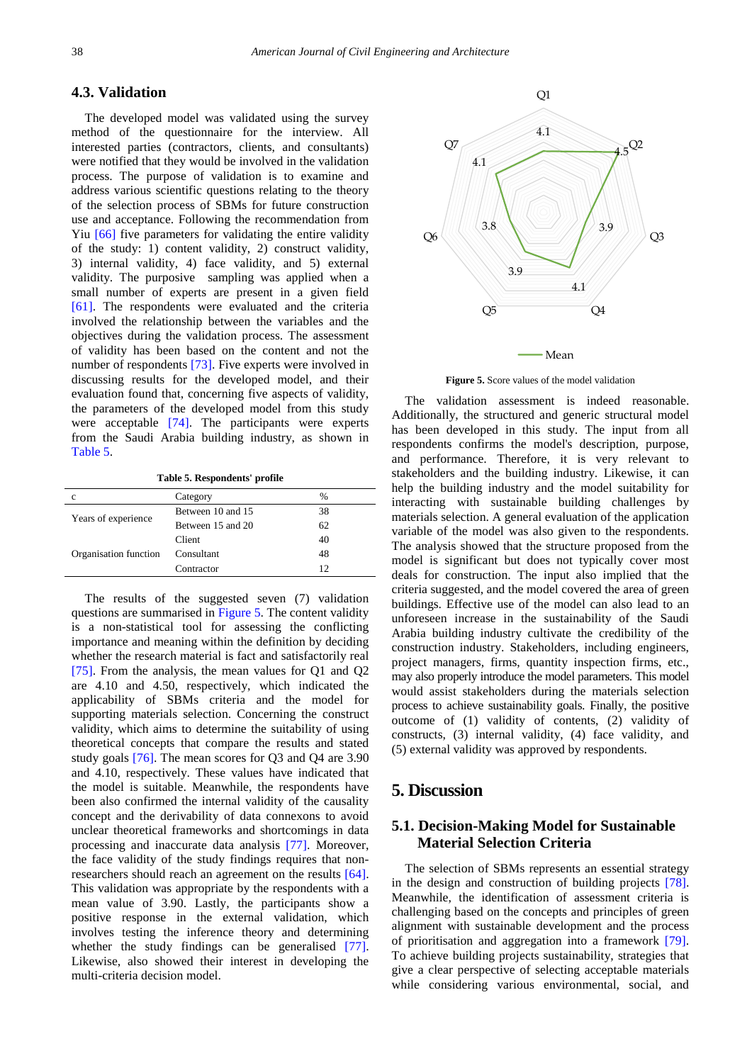## 4.3. Validation

The developed model was validated using the survey method of the questionnaire for the interview. All interested parties (contractors, clients, and consultants) were notified that they would be involved in the validation process. The purpose of validation is to examine and address various scientific questions relating to the theory of the selection process of SBMs for future construction use and acceptance. Following the recommendation from Yiu [66] five parameters for validating the entire validity of the study: 1) content validity, 2) construct validity, 3) internal validity, 4) face validity, and 5) external validity. The purposive sampling was applied when a small number of experts are present in a given field [61]. The respondents were evaluated and the criteria involved the relationship between the variables and the objectives during the validation process. The assessment of validity has been based on the content and not the number of respondents [73]. Five experts were involved in discussing results for the developed model, and their evaluation found that, concerning five aspects of validity, the parameters of the developed model from this study were acceptable [74]. The participants were experts from the Saudi Arabia building industry, as shown in Table 5.

**Table 5. Respondents' profile**

| c | Category | % |
|---|---|---|
| Years of experience | Between 10 and 15 | 38 |
| | Between 15 and 20 | 62 |
| Organisation function | Client | 40 |
| | Consultant | 48 |
| | Contractor | 12 |

The results of the suggested seven (7) validation questions are summarised in Figure 5. The content validity is a non-statistical tool for assessing the conflicting importance and meaning within the definition by deciding whether the research material is fact and satisfactorily real [75]. From the analysis, the mean values for Q1 and Q2 are 4.10 and 4.50, respectively, which indicated the applicability of SBMs criteria and the model for supporting materials selection. Concerning the construct validity, which aims to determine the suitability of using theoretical concepts that compare the results and stated study goals [76]. The mean scores for Q3 and Q4 are 3.90 and 4.10, respectively. These values have indicated that the model is suitable. Meanwhile, the respondents have been also confirmed the internal validity of the causality concept and the derivability of data connexons to avoid unclear theoretical frameworks and shortcomings in data processing and inaccurate data analysis [77]. Moreover, the face validity of the study findings requires that non-researchers should reach an agreement on the results [64]. This validation was appropriate by the respondents with a mean value of 3.90. Lastly, the participants show a positive response in the external validation, which involves testing the inference theory and determining whether the study findings can be generalised [77]. Likewise, also showed their interest in developing the multi-criteria decision model.

**Figure 5.** Score values of the model validation

The validation assessment is indeed reasonable. Additionally, the structured and generic structural model has been developed in this study. The input from all respondents confirms the model's description, purpose, and performance. Therefore, it is very relevant to stakeholders and the building industry. Likewise, it can help the building industry and the model suitability for interacting with sustainable building challenges by materials selection. A general evaluation of the application variable of the model was also given to the respondents. The analysis showed that the structure proposed from the model is significant but does not typically cover most deals for construction. The input also implied that the criteria suggested, and the model covered the area of green buildings. Effective use of the model can also lead to an unforeseen increase in the sustainability of the Saudi Arabia building industry cultivate the credibility of the construction industry. Stakeholders, including engineers, project managers, firms, quantity inspection firms, etc., may also properly introduce the model parameters. This model would assist stakeholders during the materials selection process to achieve sustainability goals. Finally, the positive outcome of (1) validity of contents, (2) validity of constructs, (3) internal validity, (4) face validity, and (5) external validity was approved by respondents.

# 5. Discussion

## 5.1. Decision-Making Model for Sustainable Material Selection Criteria

The selection of SBMs represents an essential strategy in the design and construction of building projects [78]. Meanwhile, the identification of assessment criteria is challenging based on the concepts and principles of green alignment with sustainable development and the process of prioritisation and aggregation into a framework [79]. To achieve building projects sustainability, strategies that give a clear perspective of selecting acceptable materials while considering various environmental, social, and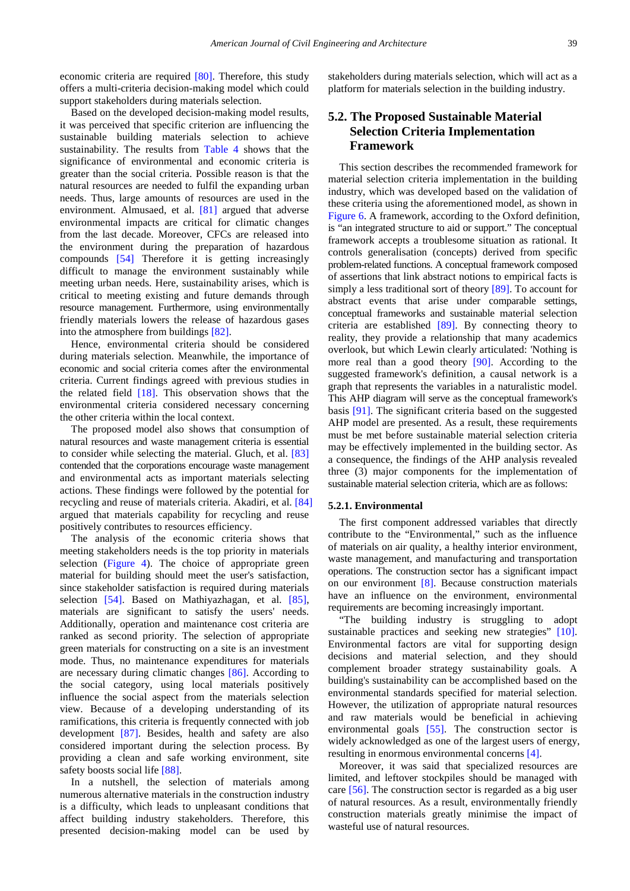economic criteria are required [80]. Therefore, this study offers a multi-criteria decision-making model which could support stakeholders during materials selection.

Based on the developed decision-making model results, it was perceived that specific criterion are influencing the sustainable building materials selection to achieve sustainability. The results from Table 4 shows that the significance of environmental and economic criteria is greater than the social criteria. Possible reason is that the natural resources are needed to fulfil the expanding urban needs. Thus, large amounts of resources are used in the environment. Almusaed, et al. [81] argued that adverse environmental impacts are critical for climatic changes from the last decade. Moreover, CFCs are released into the environment during the preparation of hazardous compounds [54] Therefore it is getting increasingly difficult to manage the environment sustainably while meeting urban needs. Here, sustainability arises, which is critical to meeting existing and future demands through resource management. Furthermore, using environmentally friendly materials lowers the release of hazardous gases into the atmosphere from buildings [82].

Hence, environmental criteria should be considered during materials selection. Meanwhile, the importance of economic and social criteria comes after the environmental criteria. Current findings agreed with previous studies in the related field [18]. This observation shows that the environmental criteria considered necessary concerning the other criteria within the local context.

The proposed model also shows that consumption of natural resources and waste management criteria is essential to consider while selecting the material. Gluch, et al. [83] contended that the corporations encourage waste management and environmental acts as important materials selecting actions. These findings were followed by the potential for recycling and reuse of materials criteria. Akadiri, et al. [84] argued that materials capability for recycling and reuse positively contributes to resources efficiency.

The analysis of the economic criteria shows that meeting stakeholders needs is the top priority in materials selection (Figure 4). The choice of appropriate green material for building should meet the user's satisfaction, since stakeholder satisfaction is required during materials selection [54]. Based on Mathiyazhagan, et al. [85], materials are significant to satisfy the users' needs. Additionally, operation and maintenance cost criteria are ranked as second priority. The selection of appropriate green materials for constructing on a site is an investment mode. Thus, no maintenance expenditures for materials are necessary during climatic changes [86]. According to the social category, using local materials positively influence the social aspect from the materials selection view. Because of a developing understanding of its ramifications, this criteria is frequently connected with job development [87]. Besides, health and safety are also considered important during the selection process. By providing a clean and safe working environment, site safety boosts social life [88].

In a nutshell, the selection of materials among numerous alternative materials in the construction industry is a difficulty, which leads to unpleasant conditions that affect building industry stakeholders. Therefore, this presented decision-making model can be used by stakeholders during materials selection, which will act as a platform for materials selection in the building industry.

## 5.2. The Proposed Sustainable Material Selection Criteria Implementation Framework

This section describes the recommended framework for material selection criteria implementation in the building industry, which was developed based on the validation of these criteria using the aforementioned model, as shown in Figure 6. A framework, according to the Oxford definition, is "an integrated structure to aid or support." The conceptual framework accepts a troublesome situation as rational. It controls generalisation (concepts) derived from specific problem-related functions. A conceptual framework composed of assertions that link abstract notions to empirical facts is simply a less traditional sort of theory [89]. To account for abstract events that arise under comparable settings, conceptual frameworks and sustainable material selection criteria are established [89]. By connecting theory to reality, they provide a relationship that many academics overlook, but which Lewin clearly articulated: 'Nothing is more real than a good theory [90]. According to the suggested framework's definition, a causal network is a graph that represents the variables in a naturalistic model. This AHP diagram will serve as the conceptual framework's basis [91]. The significant criteria based on the suggested AHP model are presented. As a result, these requirements must be met before sustainable material selection criteria may be effectively implemented in the building sector. As a consequence, the findings of the AHP analysis revealed three (3) major components for the implementation of sustainable material selection criteria, which are as follows:

### 5.2.1. Environmental

The first component addressed variables that directly contribute to the "Environmental," such as the influence of materials on air quality, a healthy interior environment, waste management, and manufacturing and transportation operations. The construction sector has a significant impact on our environment [8]. Because construction materials have an influence on the environment, environmental requirements are becoming increasingly important.

"The building industry is struggling to adopt sustainable practices and seeking new strategies" [10]. Environmental factors are vital for supporting design decisions and material selection, and they should complement broader strategy sustainability goals. A building's sustainability can be accomplished based on the environmental standards specified for material selection. However, the utilization of appropriate natural resources and raw materials would be beneficial in achieving environmental goals [55]. The construction sector is widely acknowledged as one of the largest users of energy, resulting in enormous environmental concerns [4].

Moreover, it was said that specialized resources are limited, and leftover stockpiles should be managed with care [56]. The construction sector is regarded as a big user of natural resources. As a result, environmentally friendly construction materials greatly minimise the impact of wasteful use of natural resources.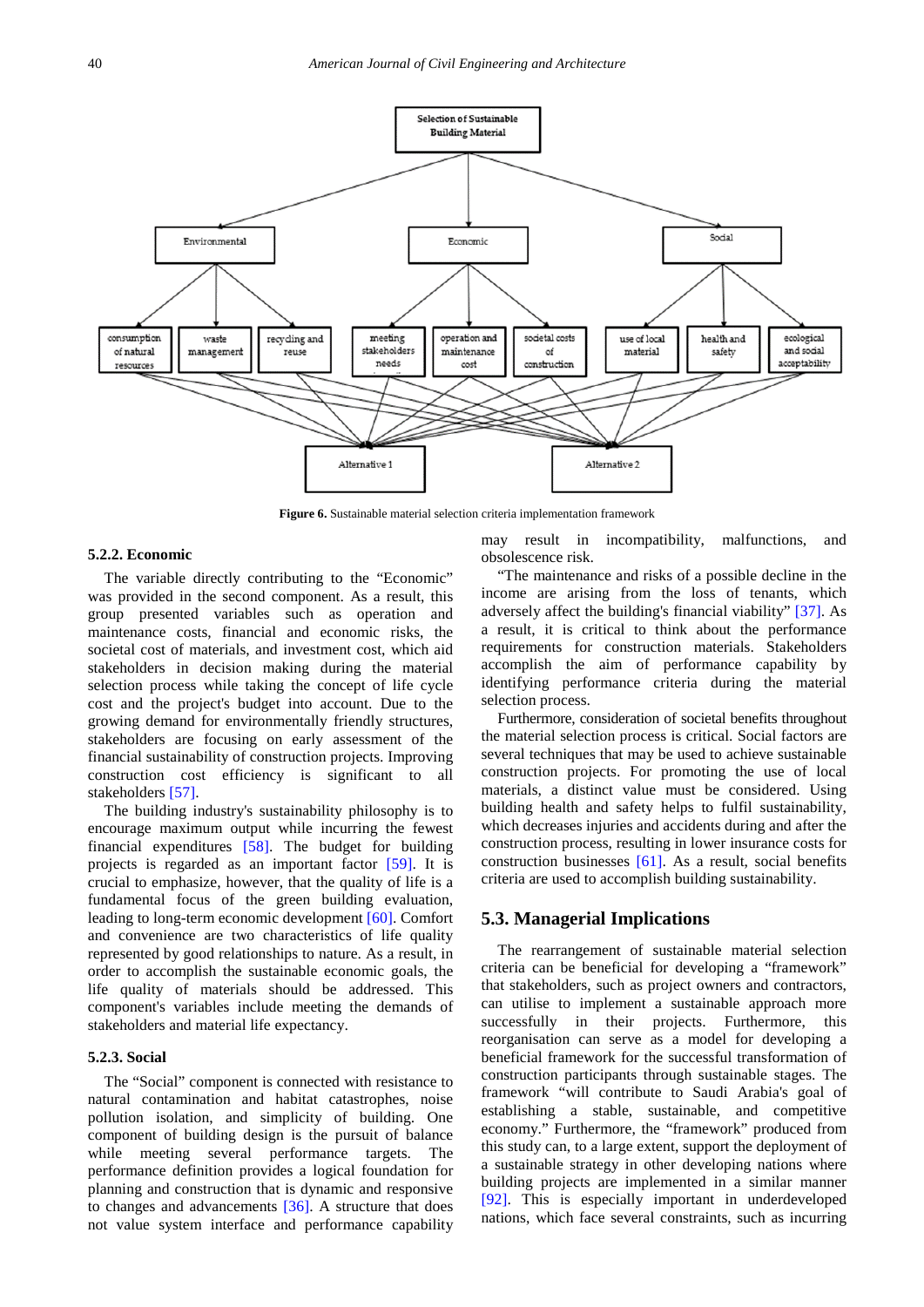**Figure 6.** Sustainable material selection criteria implementation framework

### 5.2.2. Economic

The variable directly contributing to the "Economic" was provided in the second component. As a result, this group presented variables such as operation and maintenance costs, financial and economic risks, the societal cost of materials, and investment cost, which aid stakeholders in decision making during the material selection process while taking the concept of life cycle cost and the project's budget into account. Due to the growing demand for environmentally friendly structures, stakeholders are focusing on early assessment of the financial sustainability of construction projects. Improving construction cost efficiency is significant to all stakeholders [57].

The building industry's sustainability philosophy is to encourage maximum output while incurring the fewest financial expenditures [58]. The budget for building projects is regarded as an important factor [59]. It is crucial to emphasize, however, that the quality of life is a fundamental focus of the green building evaluation, leading to long-term economic development [60]. Comfort and convenience are two characteristics of life quality represented by good relationships to nature. As a result, in order to accomplish the sustainable economic goals, the life quality of materials should be addressed. This component's variables include meeting the demands of stakeholders and material life expectancy.

### 5.2.3. Social

The "Social" component is connected with resistance to natural contamination and habitat catastrophes, noise pollution isolation, and simplicity of building. One component of building design is the pursuit of balance while meeting several performance targets. The performance definition provides a logical foundation for planning and construction that is dynamic and responsive to changes and advancements [36]. A structure that does not value system interface and performance capability may result in incompatibility, malfunctions, and obsolescence risk.

"The maintenance and risks of a possible decline in the income are arising from the loss of tenants, which adversely affect the building's financial viability" [37]. As a result, it is critical to think about the performance requirements for construction materials. Stakeholders accomplish the aim of performance capability by identifying performance criteria during the material selection process.

Furthermore, consideration of societal benefits throughout the material selection process is critical. Social factors are several techniques that may be used to achieve sustainable construction projects. For promoting the use of local materials, a distinct value must be considered. Using building health and safety helps to fulfil sustainability, which decreases injuries and accidents during and after the construction process, resulting in lower insurance costs for construction businesses [61]. As a result, social benefits criteria are used to accomplish building sustainability.

## 5.3. Managerial Implications

The rearrangement of sustainable material selection criteria can be beneficial for developing a "framework" that stakeholders, such as project owners and contractors, can utilise to implement a sustainable approach more successfully in their projects. Furthermore, this reorganisation can serve as a model for developing a beneficial framework for the successful transformation of construction participants through sustainable stages. The framework "will contribute to Saudi Arabia's goal of establishing a stable, sustainable, and competitive economy." Furthermore, the "framework" produced from this study can, to a large extent, support the deployment of a sustainable strategy in other developing nations where building projects are implemented in a similar manner [92]. This is especially important in underdeveloped nations, which face several constraints, such as incurring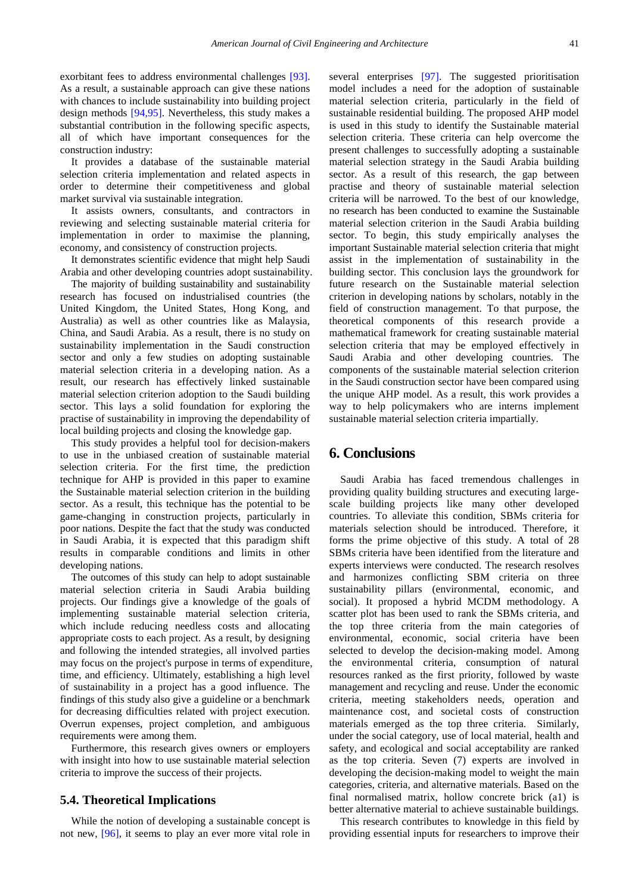exorbitant fees to address environmental challenges [93]. As a result, a sustainable approach can give these nations with chances to include sustainability into building project design methods [94,95]. Nevertheless, this study makes a substantial contribution in the following specific aspects, all of which have important consequences for the construction industry:

It provides a database of the sustainable material selection criteria implementation and related aspects in order to determine their competitiveness and global market survival via sustainable integration.

It assists owners, consultants, and contractors in reviewing and selecting sustainable material criteria for implementation in order to maximise the planning, economy, and consistency of construction projects.

It demonstrates scientific evidence that might help Saudi Arabia and other developing countries adopt sustainability.

The majority of building sustainability and sustainability research has focused on industrialised countries (the United Kingdom, the United States, Hong Kong, and Australia) as well as other countries like Malaysia, China, and Saudi Arabia. As a result, there is no study on sustainability implementation in the Saudi construction sector and only a few studies on adopting sustainable material selection criteria in a developing nation. As a result, our research has effectively linked sustainable material selection criterion adoption to the Saudi building sector. This lays a solid foundation for exploring the practise of sustainability in improving the dependability of local building projects and closing the knowledge gap.

This study provides a helpful tool for decision-makers to use in the unbiased creation of sustainable material selection criteria. For the first time, the prediction technique for AHP is provided in this paper to examine the Sustainable material selection criterion in the building sector. As a result, this technique has the potential to be game-changing in construction projects, particularly in poor nations. Despite the fact that the study was conducted in Saudi Arabia, it is expected that this paradigm shift results in comparable conditions and limits in other developing nations.

The outcomes of this study can help to adopt sustainable material selection criteria in Saudi Arabia building projects. Our findings give a knowledge of the goals of implementing sustainable material selection criteria, which include reducing needless costs and allocating appropriate costs to each project. As a result, by designing and following the intended strategies, all involved parties may focus on the project's purpose in terms of expenditure, time, and efficiency. Ultimately, establishing a high level of sustainability in a project has a good influence. The findings of this study also give a guideline or a benchmark for decreasing difficulties related with project execution. Overrun expenses, project completion, and ambiguous requirements were among them.

Furthermore, this research gives owners or employers with insight into how to use sustainable material selection criteria to improve the success of their projects.

### 5.4. Theoretical Implications

While the notion of developing a sustainable concept is not new, [96], it seems to play an ever more vital role in several enterprises [97]. The suggested prioritisation model includes a need for the adoption of sustainable material selection criteria, particularly in the field of sustainable residential building. The proposed AHP model is used in this study to identify the Sustainable material selection criteria. These criteria can help overcome the present challenges to successfully adopting a sustainable material selection strategy in the Saudi Arabia building sector. As a result of this research, the gap between practise and theory of sustainable material selection criteria will be narrowed. To the best of our knowledge, no research has been conducted to examine the Sustainable material selection criterion in the Saudi Arabia building sector. To begin, this study empirically analyses the important Sustainable material selection criteria that might assist in the implementation of sustainability in the building sector. This conclusion lays the groundwork for future research on the Sustainable material selection criterion in developing nations by scholars, notably in the field of construction management. To that purpose, the theoretical components of this research provide a mathematical framework for creating sustainable material selection criteria that may be employed effectively in Saudi Arabia and other developing countries. The components of the sustainable material selection criterion in the Saudi construction sector have been compared using the unique AHP model. As a result, this work provides a way to help policymakers who are interns implement sustainable material selection criteria impartially.

## 6. Conclusions

Saudi Arabia has faced tremendous challenges in providing quality building structures and executing large-scale building projects like many other developed countries. To alleviate this condition, SBMs criteria for materials selection should be introduced. Therefore, it forms the prime objective of this study. A total of 28 SBMs criteria have been identified from the literature and experts interviews were conducted. The research resolves and harmonizes conflicting SBM criteria on three sustainability pillars (environmental, economic, and social). It proposed a hybrid MCDM methodology. A scatter plot has been used to rank the SBMs criteria, and the top three criteria from the main categories of environmental, economic, social criteria have been selected to develop the decision-making model. Among the environmental criteria, consumption of natural resources ranked as the first priority, followed by waste management and recycling and reuse. Under the economic criteria, meeting stakeholders needs, operation and maintenance cost, and societal costs of construction materials emerged as the top three criteria. Similarly, under the social category, use of local material, health and safety, and ecological and social acceptability are ranked as the top criteria. Seven (7) experts are involved in developing the decision-making model to weight the main categories, criteria, and alternative materials. Based on the final normalised matrix, hollow concrete brick (a1) is better alternative material to achieve sustainable buildings.

This research contributes to knowledge in this field by providing essential inputs for researchers to improve their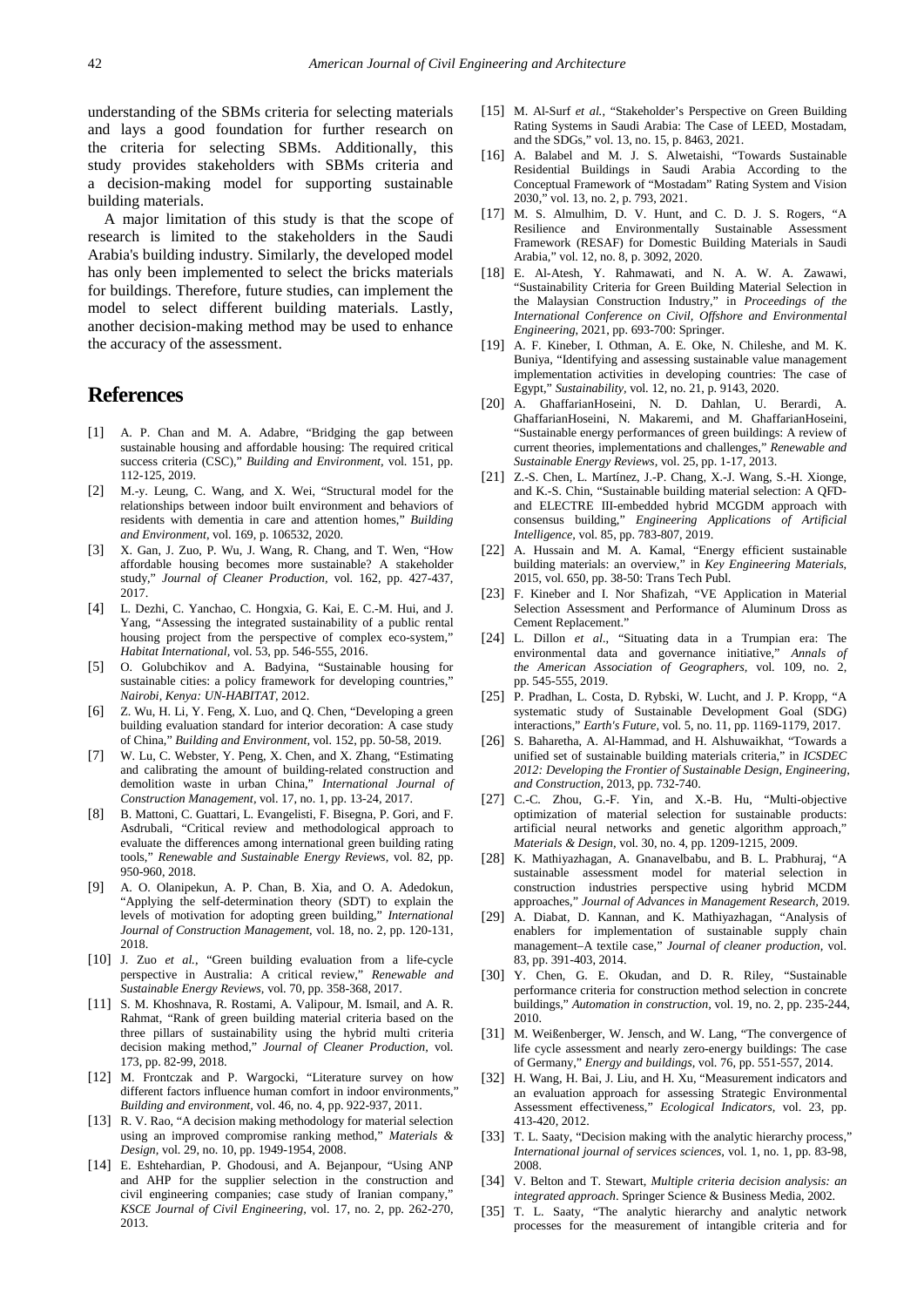understanding of the SBMs criteria for selecting materials and lays a good foundation for further research on the criteria for selecting SBMs. Additionally, this study provides stakeholders with SBMs criteria and a decision-making model for supporting sustainable building materials.

A major limitation of this study is that the scope of research is limited to the stakeholders in the Saudi Arabia's building industry. Similarly, the developed model has only been implemented to select the bricks materials for buildings. Therefore, future studies, can implement the model to select different building materials. Lastly, another decision-making method may be used to enhance the accuracy of the assessment.

## References

[1] A. P. Chan and M. A. Adabre, "Bridging the gap between sustainable housing and affordable housing: The required critical success criteria (CSC)," *Building and Environment*, vol. 151, pp. 112-125, 2019.

[2] M.-y. Leung, C. Wang, and X. Wei, "Structural model for the relationships between indoor built environment and behaviors of residents with dementia in care and attention homes," *Building and Environment*, vol. 169, p. 106532, 2020.

[3] X. Gan, J. Zuo, P. Wu, J. Wang, R. Chang, and T. Wen, "How affordable housing becomes more sustainable? A stakeholder study," *Journal of Cleaner Production*, vol. 162, pp. 427-437, 2017.

[4] L. Dezhi, C. Yanchao, C. Hongxia, G. Kai, E. C.-M. Hui, and J. Yang, "Assessing the integrated sustainability of a public rental housing project from the perspective of complex eco-system," *Habitat International*, vol. 53, pp. 546-555, 2016.

[5] O. Golubchikov and A. Badyina, "Sustainable housing for sustainable cities: a policy framework for developing countries," *Nairobi, Kenya: UN-HABITAT*, 2012.

[6] Z. Wu, H. Li, Y. Feng, X. Luo, and Q. Chen, "Developing a green building evaluation standard for interior decoration: A case study of China," *Building and Environment*, vol. 152, pp. 50-58, 2019.

[7] W. Lu, C. Webster, Y. Peng, X. Chen, and X. Zhang, "Estimating and calibrating the amount of building-related construction and demolition waste in urban China," *International Journal of Construction Management*, vol. 17, no. 1, pp. 13-24, 2017.

[8] B. Mattoni, C. Guattari, L. Evangelisti, F. Bisegna, P. Gori, and F. Asdrubali, "Critical review and methodological approach to evaluate the differences among international green building rating tools," *Renewable and Sustainable Energy Reviews*, vol. 82, pp. 950-960, 2018.

[9] A. O. Olanipekun, A. P. Chan, B. Xia, and O. A. Adedokun, "Applying the self-determination theory (SDT) to explain the levels of motivation for adopting green building," *International Journal of Construction Management*, vol. 18, no. 2, pp. 120-131, 2018.

[10] J. Zuo *et al.*, "Green building evaluation from a life-cycle perspective in Australia: A critical review," *Renewable and Sustainable Energy Reviews*, vol. 70, pp. 358-368, 2017.

[11] S. M. Khoshnava, R. Rostami, A. Valipour, M. Ismail, and A. R. Rahmat, "Rank of green building material criteria based on the three pillars of sustainability using the hybrid multi criteria decision making method," *Journal of Cleaner Production*, vol. 173, pp. 82-99, 2018.

[12] M. Frontczak and P. Wargocki, "Literature survey on how different factors influence human comfort in indoor environments," *Building and environment*, vol. 46, no. 4, pp. 922-937, 2011.

[13] R. V. Rao, "A decision making methodology for material selection using an improved compromise ranking method," *Materials & Design*, vol. 29, no. 10, pp. 1949-1954, 2008.

[14] E. Eshtehardian, P. Ghodousi, and A. Bejanpour, "Using ANP and AHP for the supplier selection in the construction and civil engineering companies; case study of Iranian company," *KSCE Journal of Civil Engineering*, vol. 17, no. 2, pp. 262-270, 2013.

[15] M. Al-Surf *et al.*, "Stakeholder's Perspective on Green Building Rating Systems in Saudi Arabia: The Case of LEED, Mostadam, and the SDGs," vol. 13, no. 15, p. 8463, 2021.

[16] A. Balabel and M. J. S. Alwetaishi, "Towards Sustainable Residential Buildings in Saudi Arabia According to the Conceptual Framework of "Mostadam" Rating System and Vision 2030," vol. 13, no. 2, p. 793, 2021.

[17] M. S. Almulhim, D. V. Hunt, and C. D. J. S. Rogers, "A Resilience and Environmentally Sustainable Assessment Framework (RESAF) for Domestic Building Materials in Saudi Arabia," vol. 12, no. 8, p. 3092, 2020.

[18] E. Al-Atesh, Y. Rahmawati, and N. A. W. A. Zawawi, "Sustainability Criteria for Green Building Material Selection in the Malaysian Construction Industry," in *Proceedings of the International Conference on Civil, Offshore and Environmental Engineering*, 2021, pp. 693-700: Springer.

[19] A. F. Kineber, I. Othman, A. E. Oke, N. Chileshe, and M. K. Buniya, "Identifying and assessing sustainable value management implementation activities in developing countries: The case of Egypt," *Sustainability*, vol. 12, no. 21, p. 9143, 2020.

[20] A. GhaffarianHoseini, N. D. Dahlan, U. Berardi, A. GhaffarianHoseini, N. Makaremi, and M. GhaffarianHoseini, "Sustainable energy performances of green buildings: A review of current theories, implementations and challenges," *Renewable and Sustainable Energy Reviews*, vol. 25, pp. 1-17, 2013.

[21] Z.-S. Chen, L. Martínez, J.-P. Chang, X.-J. Wang, S.-H. Xionge, and K.-S. Chin, "Sustainable building material selection: A QFD- and ELECTRE III-embedded hybrid MCGDM approach with consensus building," *Engineering Applications of Artificial Intelligence*, vol. 85, pp. 783-807, 2019.

[22] A. Hussain and M. A. Kamal, "Energy efficient sustainable building materials: an overview," in *Key Engineering Materials*, 2015, vol. 650, pp. 38-50: Trans Tech Publ.

[23] F. Kineber and I. Nor Shafizah, "VE Application in Material Selection Assessment and Performance of Aluminum Dross as Cement Replacement."

[24] L. Dillon *et al.*, "Situating data in a Trumpian era: The environmental data and governance initiative," *Annals of the American Association of Geographers*, vol. 109, no. 2, pp. 545-555, 2019.

[25] P. Pradhan, L. Costa, D. Rybski, W. Lucht, and J. P. Kropp, "A systematic study of Sustainable Development Goal (SDG) interactions," *Earth's Future*, vol. 5, no. 11, pp. 1169-1179, 2017.

[26] S. Baharetha, A. Al-Hammad, and H. Alshuwaikhat, "Towards a unified set of sustainable building materials criteria," in *ICSDEC 2012: Developing the Frontier of Sustainable Design, Engineering, and Construction*, 2013, pp. 732-740.

[27] C.-C. Zhou, G.-F. Yin, and X.-B. Hu, "Multi-objective optimization of material selection for sustainable products: artificial neural networks and genetic algorithm approach," *Materials & Design*, vol. 30, no. 4, pp. 1209-1215, 2009.

[28] K. Mathiyazhagan, A. Gnanavelbabu, and B. L. Prabhuraj, "A sustainable assessment model for material selection in construction industries perspective using hybrid MCDM approaches," *Journal of Advances in Management Research*, 2019.

[29] A. Diabat, D. Kannan, and K. Mathiyazhagan, "Analysis of enablers for implementation of sustainable supply chain management–A textile case," *Journal of cleaner production*, vol. 83, pp. 391-403, 2014.

[30] Y. Chen, G. E. Okudan, and D. R. Riley, "Sustainable performance criteria for construction method selection in concrete buildings," *Automation in construction*, vol. 19, no. 2, pp. 235-244, 2010.

[31] M. Weißenberger, W. Jensch, and W. Lang, "The convergence of life cycle assessment and nearly zero-energy buildings: The case of Germany," *Energy and buildings*, vol. 76, pp. 551-557, 2014.

[32] H. Wang, H. Bai, J. Liu, and H. Xu, "Measurement indicators and an evaluation approach for assessing Strategic Environmental Assessment effectiveness," *Ecological Indicators*, vol. 23, pp. 413-420, 2012.

[33] T. L. Saaty, "Decision making with the analytic hierarchy process," *International journal of services sciences*, vol. 1, no. 1, pp. 83-98, 2008.

[34] V. Belton and T. Stewart, *Multiple criteria decision analysis: an integrated approach*. Springer Science & Business Media, 2002.

[35] T. L. Saaty, "The analytic hierarchy and analytic network processes for the measurement of intangible criteria and for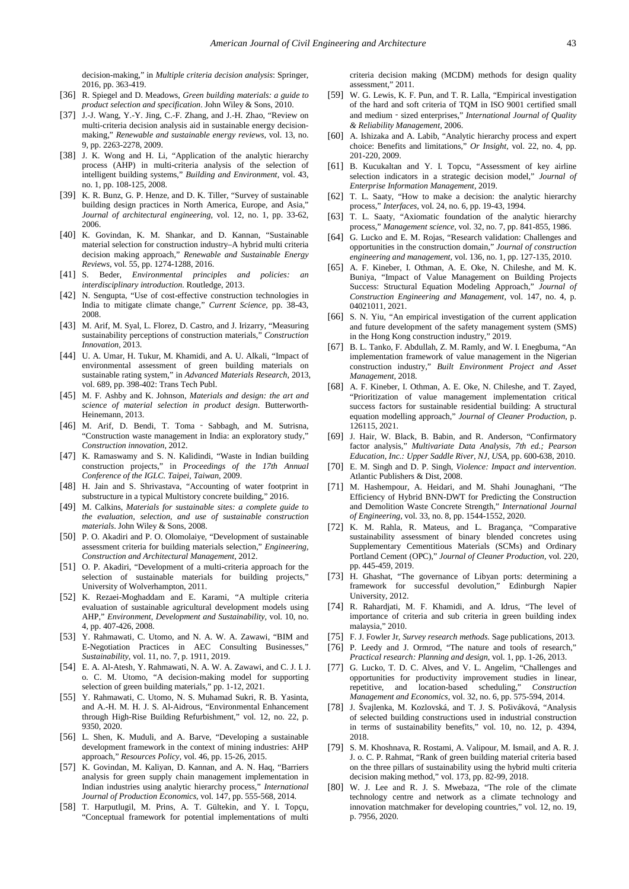decision-making," in *Multiple criteria decision analysis*: Springer, 2016, pp. 363-419.

[36] R. Spiegel and D. Meadows, *Green building materials: a guide to product selection and specification*. John Wiley & Sons, 2010.

[37] J.-J. Wang, Y.-Y. Jing, C.-F. Zhang, and J.-H. Zhao, "Review on multi-criteria decision analysis aid in sustainable energy decision-making," *Renewable and sustainable energy reviews*, vol. 13, no. 9, pp. 2263-2278, 2009.

[38] J. K. Wong and H. Li, "Application of the analytic hierarchy process (AHP) in multi-criteria analysis of the selection of intelligent building systems," *Building and Environment*, vol. 43, no. 1, pp. 108-125, 2008.

[39] K. R. Bunz, G. P. Henze, and D. K. Tiller, "Survey of sustainable building design practices in North America, Europe, and Asia," *Journal of architectural engineering*, vol. 12, no. 1, pp. 33-62, 2006.

[40] K. Govindan, K. M. Shankar, and D. Kannan, "Sustainable material selection for construction industry–A hybrid multi criteria decision making approach," *Renewable and Sustainable Energy Reviews*, vol. 55, pp. 1274-1288, 2016.

[41] S. Beder, *Environmental principles and policies: an interdisciplinary introduction*. Routledge, 2013.

[42] N. Sengupta, "Use of cost-effective construction technologies in India to mitigate climate change," *Current Science*, pp. 38-43, 2008.

[43] M. Arif, M. Syal, L. Florez, D. Castro, and J. Irizarry, "Measuring sustainability perceptions of construction materials," *Construction Innovation*, 2013.

[44] U. A. Umar, H. Tukur, M. Khamidi, and A. U. Alkali, "Impact of environmental assessment of green building materials on sustainable rating system," in *Advanced Materials Research*, 2013, vol. 689, pp. 398-402: Trans Tech Publ.

[45] M. F. Ashby and K. Johnson, *Materials and design: the art and science of material selection in product design*. Butterworth-Heinemann, 2013.

[46] M. Arif, D. Bendi, T. Toma‐Sabbagh, and M. Sutrisna, "Construction waste management in India: an exploratory study," *Construction innovation*, 2012.

[47] K. Ramaswamy and S. N. Kalidindi, "Waste in Indian building construction projects," in *Proceedings of the 17th Annual Conference of the IGLC. Taipei, Taiwan*, 2009.

[48] H. Jain and S. Shrivastava, "Accounting of water footprint in substructure in a typical Multistory concrete building," 2016.

[49] M. Calkins, *Materials for sustainable sites: a complete guide to the evaluation, selection, and use of sustainable construction materials*. John Wiley & Sons, 2008.

[50] P. O. Akadiri and P. O. Olomolaiye, "Development of sustainable assessment criteria for building materials selection," *Engineering, Construction and Architectural Management*, 2012.

[51] O. P. Akadiri, "Development of a multi-criteria approach for the selection of sustainable materials for building projects," University of Wolverhampton, 2011.

[52] K. Rezaei-Moghaddam and E. Karami, "A multiple criteria evaluation of sustainable agricultural development models using AHP," *Environment, Development and Sustainability*, vol. 10, no. 4, pp. 407-426, 2008.

[53] Y. Rahmawati, C. Utomo, and N. A. W. A. Zawawi, "BIM and E-Negotiation Practices in AEC Consulting Businesses," *Sustainability*, vol. 11, no. 7, p. 1911, 2019.

[54] E. A. Al-Atesh, Y. Rahmawati, N. A. W. A. Zawawi, and C. J. I. J. o. C. M. Utomo, "A decision-making model for supporting selection of green building materials," pp. 1-12, 2021.

[55] Y. Rahmawati, C. Utomo, N. S. Muhamad Sukri, R. B. Yasinta, and A.-H. M. H. J. S. Al-Aidrous, "Environmental Enhancement through High-Rise Building Refurbishment," vol. 12, no. 22, p. 9350, 2020.

[56] L. Shen, K. Muduli, and A. Barve, "Developing a sustainable development framework in the context of mining industries: AHP approach," *Resources Policy*, vol. 46, pp. 15-26, 2015.

[57] K. Govindan, M. Kaliyan, D. Kannan, and A. N. Haq, "Barriers analysis for green supply chain management implementation in Indian industries using analytic hierarchy process," *International Journal of Production Economics*, vol. 147, pp. 555-568, 2014.

[58] T. Harputlugil, M. Prins, A. T. Gültekin, and Y. I. Topçu, "Conceptual framework for potential implementations of multi criteria decision making (MCDM) methods for design quality assessment," 2011.

[59] W. G. Lewis, K. F. Pun, and T. R. Lalla, "Empirical investigation of the hard and soft criteria of TQM in ISO 9001 certified small and medium‐sized enterprises," *International Journal of Quality & Reliability Management*, 2006.

[60] A. Ishizaka and A. Labib, "Analytic hierarchy process and expert choice: Benefits and limitations," *Or Insight*, vol. 22, no. 4, pp. 201-220, 2009.

[61] B. Kucukaltan and Y. I. Topcu, "Assessment of key airline selection indicators in a strategic decision model," *Journal of Enterprise Information Management*, 2019.

[62] T. L. Saaty, "How to make a decision: the analytic hierarchy process," *Interfaces*, vol. 24, no. 6, pp. 19-43, 1994.

[63] T. L. Saaty, "Axiomatic foundation of the analytic hierarchy process," *Management science*, vol. 32, no. 7, pp. 841-855, 1986.

[64] G. Lucko and E. M. Rojas, "Research validation: Challenges and opportunities in the construction domain," *Journal of construction engineering and management*, vol. 136, no. 1, pp. 127-135, 2010.

[65] A. F. Kineber, I. Othman, A. E. Oke, N. Chileshe, and M. K. Buniya, "Impact of Value Management on Building Projects Success: Structural Equation Modeling Approach," *Journal of Construction Engineering and Management*, vol. 147, no. 4, p. 04021011, 2021.

[66] S. N. Yiu, "An empirical investigation of the current application and future development of the safety management system (SMS) in the Hong Kong construction industry," 2019.

[67] B. L. Tanko, F. Abdullah, Z. M. Ramly, and W. I. Enegbuma, "An implementation framework of value management in the Nigerian construction industry," *Built Environment Project and Asset Management*, 2018.

[68] A. F. Kineber, I. Othman, A. E. Oke, N. Chileshe, and T. Zayed, "Prioritization of value management implementation critical success factors for sustainable residential building: A structural equation modelling approach," *Journal of Cleaner Production*, p. 126115, 2021.

[69] J. Hair, W. Black, B. Babin, and R. Anderson, "Confirmatory factor analysis," *Multivariate Data Analysis, 7th ed.; Pearson Education, Inc.: Upper Saddle River, NJ, USA*, pp. 600-638, 2010.

[70] E. M. Singh and D. P. Singh, *Violence: Impact and intervention*. Atlantic Publishers & Dist, 2008.

[71] M. Hashempour, A. Heidari, and M. Shahi Jounaghani, "The Efficiency of Hybrid BNN-DWT for Predicting the Construction and Demolition Waste Concrete Strength," *International Journal of Engineering*, vol. 33, no. 8, pp. 1544-1552, 2020.

[72] K. M. Rahla, R. Mateus, and L. Bragança, "Comparative sustainability assessment of binary blended concretes using Supplementary Cementitious Materials (SCMs) and Ordinary Portland Cement (OPC)," *Journal of Cleaner Production*, vol. 220, pp. 445-459, 2019.

[73] H. Ghashat, "The governance of Libyan ports: determining a framework for successful devolution," Edinburgh Napier University, 2012.

[74] R. Rahardjati, M. F. Khamidi, and A. Idrus, "The level of importance of criteria and sub criteria in green building index malaysia," 2010.

[75] F. J. Fowler Jr, *Survey research methods*. Sage publications, 2013.

[76] P. Leedy and J. Ormrod, "The nature and tools of research," *Practical research: Planning and design*, vol. 1, pp. 1-26, 2013.

[77] G. Lucko, T. D. C. Alves, and V. L. Angelim, "Challenges and opportunities for productivity improvement studies in linear, repetitive, and location-based scheduling," *Construction Management and Economics*, vol. 32, no. 6, pp. 575-594, 2014.

[78] J. Švajlenka, M. Kozlovská, and T. J. S. Pošiváková, "Analysis of selected building constructions used in industrial construction in terms of sustainability benefits," vol. 10, no. 12, p. 4394, 2018.

[79] S. M. Khoshnava, R. Rostami, A. Valipour, M. Ismail, and A. R. J. J. o. C. P. Rahmat, "Rank of green building material criteria based on the three pillars of sustainability using the hybrid multi criteria decision making method," vol. 173, pp. 82-99, 2018.

[80] W. J. Lee and R. J. S. Mwebaza, "The role of the climate technology centre and network as a climate technology and innovation matchmaker for developing countries," vol. 12, no. 19, p. 7956, 2020.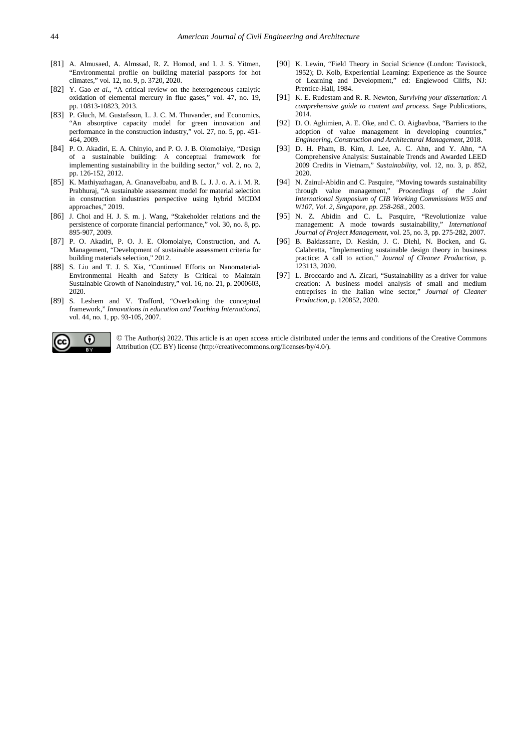[81] A. Almusaed, A. Almssad, R. Z. Homod, and I. J. S. Yitmen, "Environmental profile on building material passports for hot climates," vol. 12, no. 9, p. 3720, 2020.

[82] Y. Gao *et al.*, "A critical review on the heterogeneous catalytic oxidation of elemental mercury in flue gases," vol. 47, no. 19, pp. 10813-10823, 2013.

[83] P. Gluch, M. Gustafsson, L. J. C. M. Thuvander, and Economics, "An absorptive capacity model for green innovation and performance in the construction industry," vol. 27, no. 5, pp. 451-464, 2009.

[84] P. O. Akadiri, E. A. Chinyio, and P. O. J. B. Olomolaiye, "Design of a sustainable building: A conceptual framework for implementing sustainability in the building sector," vol. 2, no. 2, pp. 126-152, 2012.

[85] K. Mathiyazhagan, A. Gnanavelbabu, and B. L. J. J. o. A. i. M. R. Prabhuraj, "A sustainable assessment model for material selection in construction industries perspective using hybrid MCDM approaches," 2019.

[86] J. Choi and H. J. S. m. j. Wang, "Stakeholder relations and the persistence of corporate financial performance," vol. 30, no. 8, pp. 895-907, 2009.

[87] P. O. Akadiri, P. O. J. E. Olomolaiye, Construction, and A. Management, "Development of sustainable assessment criteria for building materials selection," 2012.

[88] S. Liu and T. J. S. Xia, "Continued Efforts on Nanomaterial-Environmental Health and Safety Is Critical to Maintain Sustainable Growth of Nanoindustry," vol. 16, no. 21, p. 2000603, 2020.

[89] S. Leshem and V. Trafford, "Overlooking the conceptual framework," *Innovations in education and Teaching International*, vol. 44, no. 1, pp. 93-105, 2007.

[90] K. Lewin, "Field Theory in Social Science (London: Tavistock, 1952); D. Kolb, Experiential Learning: Experience as the Source of Learning and Development," ed: Englewood Cliffs, NJ: Prentice-Hall, 1984.

[91] K. E. Rudestam and R. R. Newton, *Surviving your dissertation: A comprehensive guide to content and process*. Sage Publications, 2014.

[92] D. O. Aghimien, A. E. Oke, and C. O. Aigbavboa, "Barriers to the adoption of value management in developing countries," *Engineering, Construction and Architectural Management*, 2018.

[93] D. H. Pham, B. Kim, J. Lee, A. C. Ahn, and Y. Ahn, "A Comprehensive Analysis: Sustainable Trends and Awarded LEED 2009 Credits in Vietnam," *Sustainability*, vol. 12, no. 3, p. 852, 2020.

[94] N. Zainul-Abidin and C. Pasquire, "Moving towards sustainability through value management," *Proceedings of the Joint International Symposium of CIB Working Commissions W55 and W107, Vol. 2, Singapore, pp. 258-268.*, 2003.

[95] N. Z. Abidin and C. L. Pasquire, "Revolutionize value management: A mode towards sustainability," *International Journal of Project Management*, vol. 25, no. 3, pp. 275-282, 2007.

[96] B. Baldassarre, D. Keskin, J. C. Diehl, N. Bocken, and G. Calabretta, "Implementing sustainable design theory in business practice: A call to action," *Journal of Cleaner Production*, p. 123113, 2020.

[97] L. Broccardo and A. Zicari, "Sustainability as a driver for value creation: A business model analysis of small and medium entreprises in the Italian wine sector," *Journal of Cleaner Production*, p. 120852, 2020.

© The Author(s) 2022. This article is an open access article distributed under the terms and conditions of the Creative Commons Attribution (CC BY) license (http://creativecommons.org/licenses/by/4.0/).